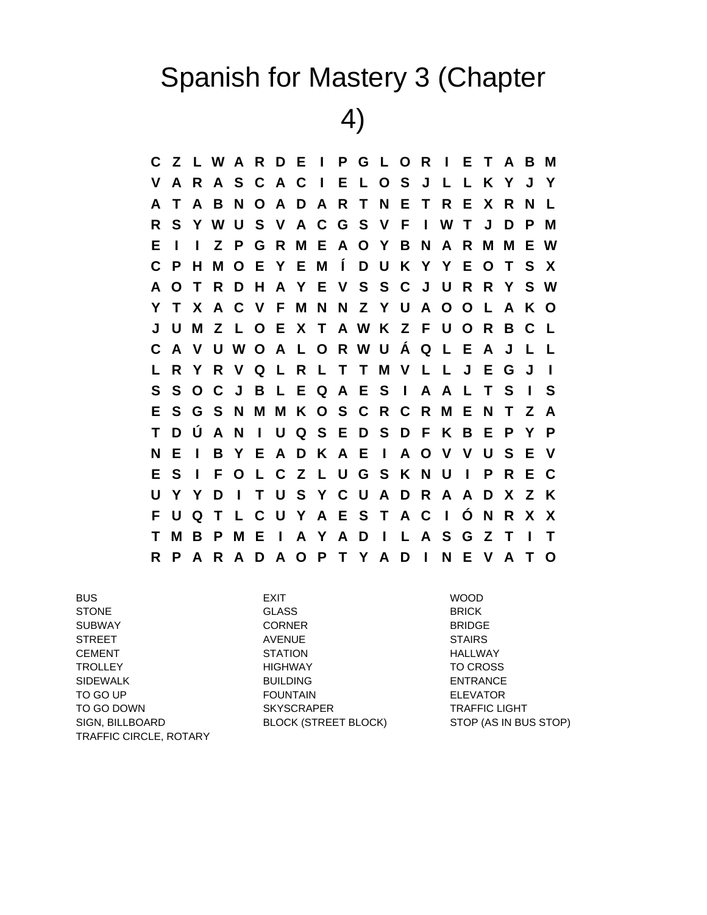# Spanish for Mastery 3 (Chapter 4)

```
C Z L W A R D E I P G L O R I E T A B M
V A R A S C A C I E L O S J L L K Y J Y
A T A B N O A D A R T N E T R E X R N L
R S Y W U S V A C G S V F I W T J D P M
E I I Z P G R M E A O Y B N A R M M E W
C P H M O E Y E M Í D U K Y Y E O T S X
A O T R D H A Y E V S S C J U R R Y S W
Y T X A C V F M N N Z Y U A O O L A K O
J U M Z L O E X T A W K Z F U O R B C L
C A V U W O A L O R W U Á Q L E A J L L
L R Y R V Q L R L T T M V L L J E G J I
S S O C J B L E Q A E S I A A L T S I S
E S G S N M M K O S C R C R M E N T Z A
T D Ú A N I U Q S E D S D F K B E P Y P
N E I B Y E A D K A E I A O V V U S E V
E S I F O L C Z L U G S K N U I P R E C
U Y Y D I T U S Y C U A D R A A D X Z K
F U Q T L C U Y A E S T A C I Ó N R X X
T M B P M E I A Y A D I L A S G Z T I T
R P A R A D A O P T Y A D I N E V A T O
```

BUS
STONE
SUBWAY
STREET
CEMENT
TROLLEY
SIDEWALK
TO GO UP
TO GO DOWN
SIGN, BILLBOARD
TRAFFIC CIRCLE, ROTARY
EXIT
GLASS
CORNER
AVENUE
STATION
HIGHWAY
BUILDING
FOUNTAIN
SKYSCRAPER
BLOCK (STREET BLOCK)
WOOD
BRICK
BRIDGE
STAIRS
HALLWAY
TO CROSS
ENTRANCE
ELEVATOR
TRAFFIC LIGHT
STOP (AS IN BUS STOP)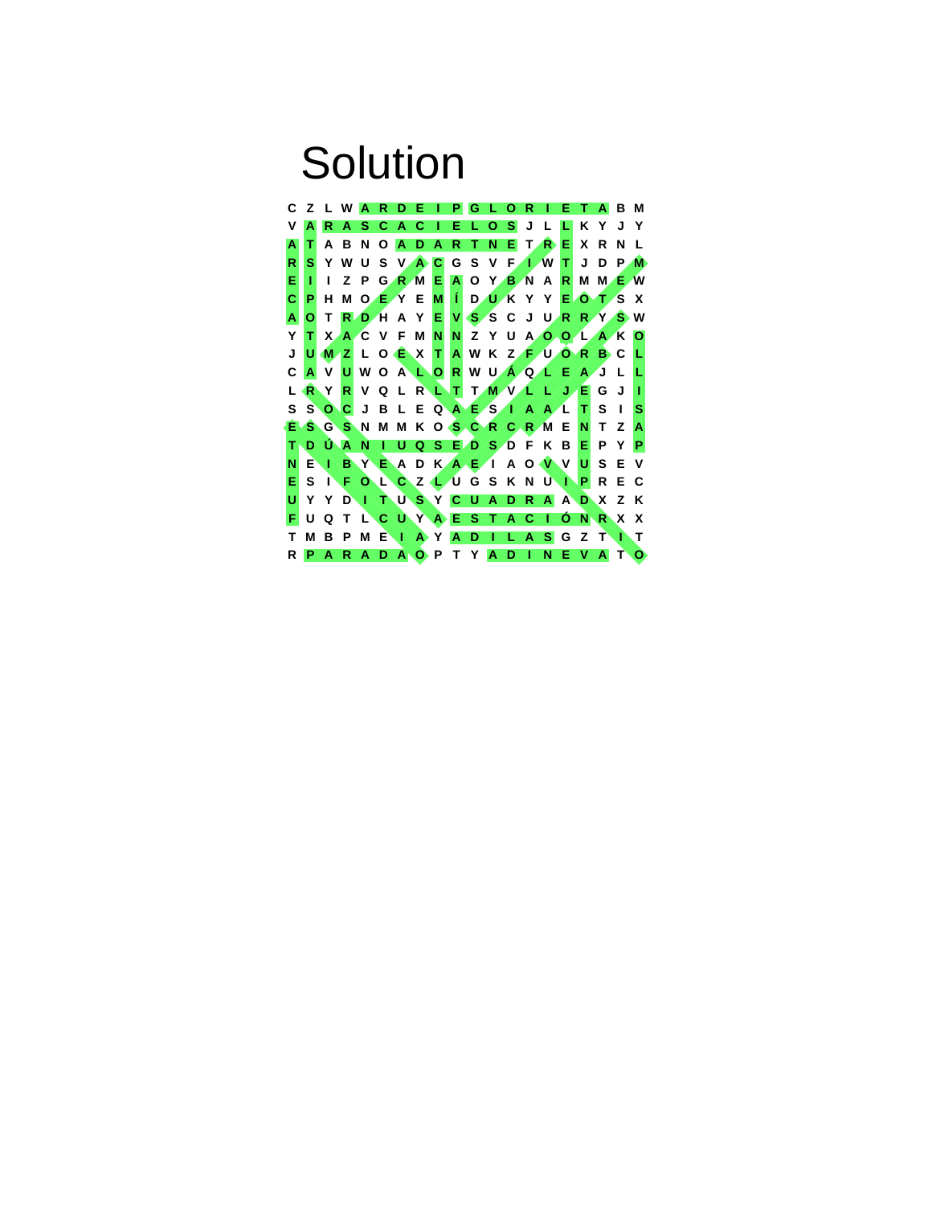# Solution

| | | | | | | | | | | | | | | | | | | | |
|---|---|---|---|---|---|---|---|---|---|---|---|---|---|---|---|---|---|---|---|
| C | Z | L | W | A | R | D | E | I | P | G | L | O | R | I | E | T | A | B | M |
| V | A | R | A | S | C | A | C | I | E | L | O | S | J | L | L | K | Y | J | Y |
| A | T | A | B | N | O | A | D | A | R | T | N | E | T | R | E | X | R | N | L |
| R | S | Y | W | U | S | V | A | C | G | S | V | F | I | W | T | J | D | P | M |
| E | I | I | Z | P | G | R | M | E | A | O | Y | B | N | A | R | M | M | E | W |
| C | P | H | M | O | E | Y | E | M | Í | D | U | K | Y | Y | E | O | T | S | X |
| A | O | T | R | D | H | A | Y | E | V | S | S | C | J | U | R | R | Y | S | W |
| Y | T | X | A | C | V | F | M | N | N | Z | Y | U | A | O | O | L | A | K | O |
| J | U | M | Z | L | O | E | X | T | A | W | K | Z | F | U | O | R | B | C | L |
| C | A | V | U | W | O | A | L | O | R | W | U | Á | Q | L | E | A | J | L | L |
| L | R | Y | R | V | Q | L | R | L | T | T | M | V | L | L | J | E | G | J | I |
| S | S | O | C | J | B | L | E | Q | A | E | S | I | A | A | L | T | S | I | S |
| E | S | G | S | N | M | M | K | O | S | C | R | C | R | M | E | N | T | Z | A |
| T | D | Ú | A | N | I | U | Q | S | E | D | S | D | F | K | B | E | P | Y | P |
| N | E | I | B | Y | E | A | D | K | A | E | I | A | O | V | V | U | S | E | V |
| E | S | I | F | O | L | C | Z | L | U | G | S | K | N | U | I | P | R | E | C |
| U | Y | Y | D | I | T | U | S | Y | C | U | A | D | R | A | A | D | X | Z | K |
| F | U | Q | T | L | C | U | Y | A | E | S | T | A | C | I | Ó | N | R | X | X |
| T | M | B | P | M | E | I | A | Y | A | D | I | L | A | S | G | Z | T | I | T |
| R | P | A | R | A | D | A | O | P | T | Y | A | D | I | N | E | V | A | T | O |